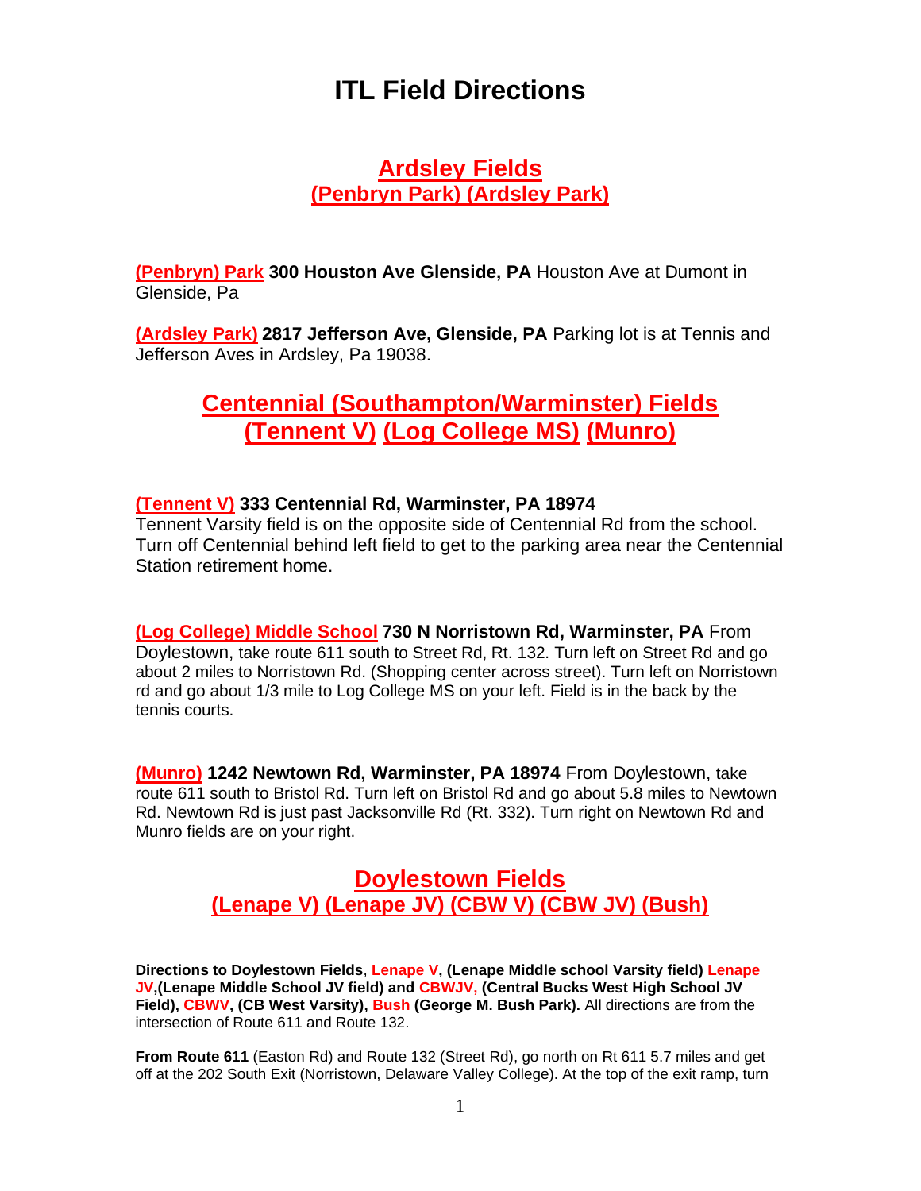# ITL Field Directions

## Ardsley Fields
### (Penbryn Park) (Ardsley Park)

**(Penbryn) Park** **300 Houston Ave Glenside, PA** Houston Ave at Dumont in Glenside, Pa

**(Ardsley Park)** **2817 Jefferson Ave, Glenside, PA** Parking lot is at Tennis and Jefferson Aves in Ardsley, Pa 19038.

## Centennial (Southampton/Warminster) Fields
## (Tennent V) (Log College MS) (Munro)

**(Tennent V)** **333 Centennial Rd, Warminster, PA 18974**
Tennent Varsity field is on the opposite side of Centennial Rd from the school. Turn off Centennial behind left field to get to the parking area near the Centennial Station retirement home.

**(Log College) Middle School** **730 N Norristown Rd, Warminster, PA** From Doylestown, take route 611 south to Street Rd, Rt. 132. Turn left on Street Rd and go about 2 miles to Norristown Rd. (Shopping center across street). Turn left on Norristown rd and go about 1/3 mile to Log College MS on your left. Field is in the back by the tennis courts.

**(Munro)** **1242 Newtown Rd, Warminster, PA 18974** From Doylestown, take route 611 south to Bristol Rd. Turn left on Bristol Rd and go about 5.8 miles to Newtown Rd. Newtown Rd is just past Jacksonville Rd (Rt. 332). Turn right on Newtown Rd and Munro fields are on your right.

## Doylestown Fields
### (Lenape V) (Lenape JV) (CBW V) (CBW JV) (Bush)

**Directions to Doylestown Fields**, **Lenape V, (Lenape Middle school Varsity field) Lenape JV,(Lenape Middle School JV field) and CBWJV, (Central Bucks West High School JV Field), CBWV, (CB West Varsity), Bush (George M. Bush Park).** All directions are from the intersection of Route 611 and Route 132.

**From Route 611** (Easton Rd) and Route 132 (Street Rd), go north on Rt 611 5.7 miles and get off at the 202 South Exit (Norristown, Delaware Valley College). At the top of the exit ramp, turn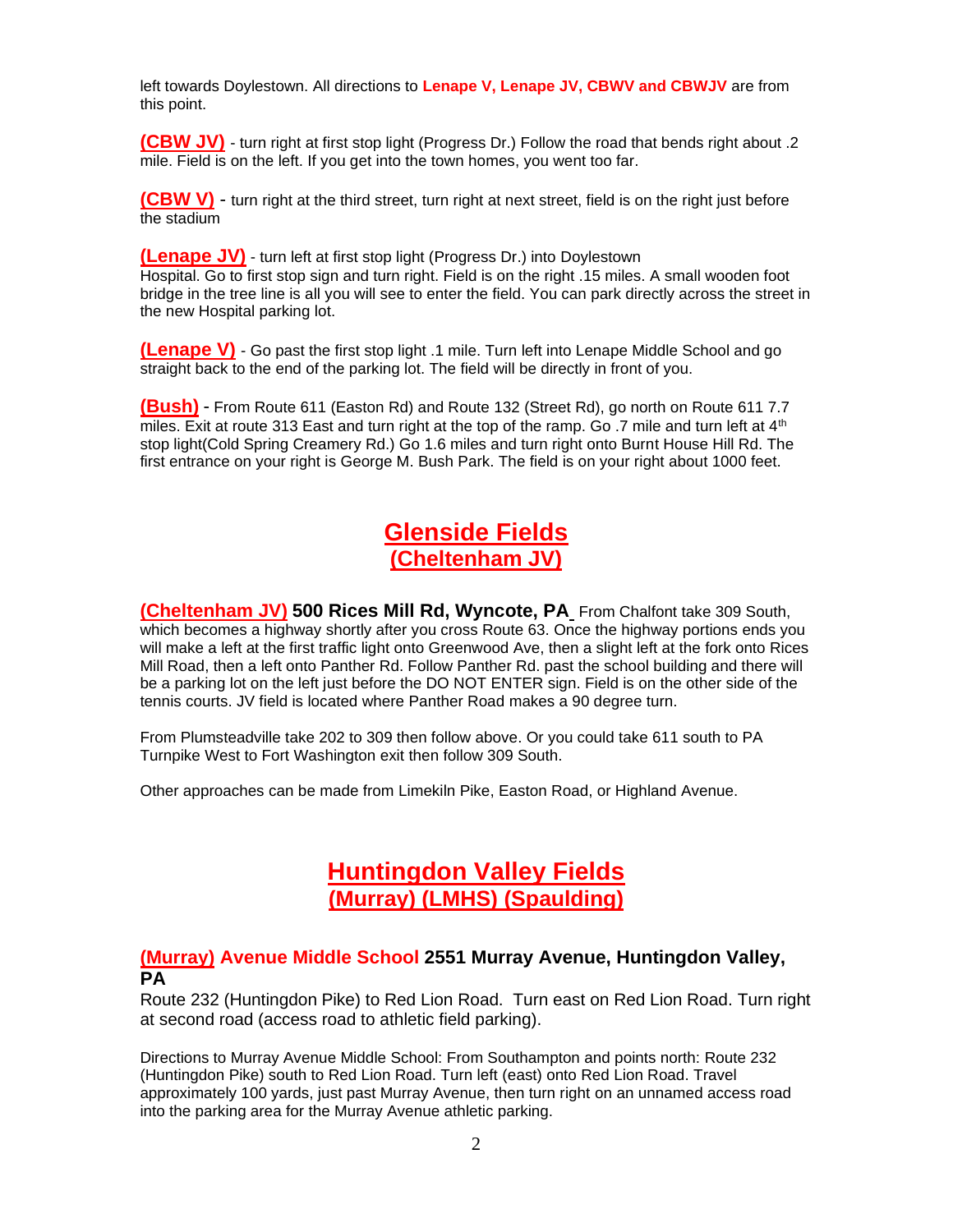left towards Doylestown. All directions to **Lenape V, Lenape JV, CBWV and CBWJV** are from this point.

**(CBW JV)** - turn right at first stop light (Progress Dr.) Follow the road that bends right about .2 mile. Field is on the left. If you get into the town homes, you went too far.

**(CBW V)** - turn right at the third street, turn right at next street, field is on the right just before the stadium

**(Lenape JV)** - turn left at first stop light (Progress Dr.) into Doylestown Hospital. Go to first stop sign and turn right. Field is on the right .15 miles. A small wooden foot bridge in the tree line is all you will see to enter the field. You can park directly across the street in the new Hospital parking lot.

**(Lenape V)** - Go past the first stop light .1 mile. Turn left into Lenape Middle School and go straight back to the end of the parking lot. The field will be directly in front of you.

**(Bush)** - From Route 611 (Easton Rd) and Route 132 (Street Rd), go north on Route 611 7.7 miles. Exit at route 313 East and turn right at the top of the ramp. Go .7 mile and turn left at 4th stop light(Cold Spring Creamery Rd.) Go 1.6 miles and turn right onto Burnt House Hill Rd. The first entrance on your right is George M. Bush Park. The field is on your right about 1000 feet.

# Glenside Fields
## (Cheltenham JV)

**(Cheltenham JV) 500 Rices Mill Rd, Wyncote, PA** From Chalfont take 309 South, which becomes a highway shortly after you cross Route 63. Once the highway portions ends you will make a left at the first traffic light onto Greenwood Ave, then a slight left at the fork onto Rices Mill Road, then a left onto Panther Rd. Follow Panther Rd. past the school building and there will be a parking lot on the left just before the DO NOT ENTER sign. Field is on the other side of the tennis courts. JV field is located where Panther Road makes a 90 degree turn.

From Plumsteadville take 202 to 309 then follow above. Or you could take 611 south to PA Turnpike West to Fort Washington exit then follow 309 South.

Other approaches can be made from Limekiln Pike, Easton Road, or Highland Avenue.

# Huntingdon Valley Fields
## (Murray) (LMHS) (Spaulding)

### (Murray) Avenue Middle School 2551 Murray Avenue, Huntingdon Valley, PA

Route 232 (Huntingdon Pike) to Red Lion Road. Turn east on Red Lion Road. Turn right at second road (access road to athletic field parking).

Directions to Murray Avenue Middle School: From Southampton and points north: Route 232 (Huntingdon Pike) south to Red Lion Road. Turn left (east) onto Red Lion Road. Travel approximately 100 yards, just past Murray Avenue, then turn right on an unnamed access road into the parking area for the Murray Avenue athletic parking.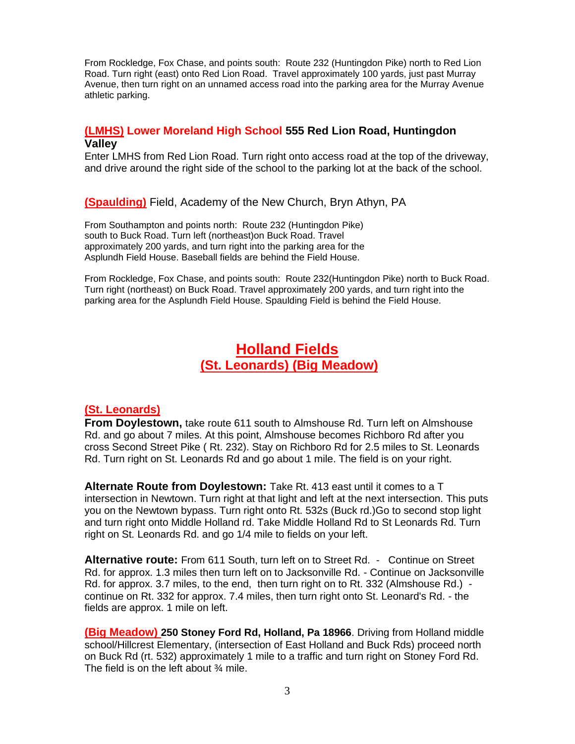From Rockledge, Fox Chase, and points south: Route 232 (Huntingdon Pike) north to Red Lion Road. Turn right (east) onto Red Lion Road. Travel approximately 100 yards, just past Murray Avenue, then turn right on an unnamed access road into the parking area for the Murray Avenue athletic parking.

### (LMHS) Lower Moreland High School 555 Red Lion Road, Huntingdon Valley

Enter LMHS from Red Lion Road. Turn right onto access road at the top of the driveway, and drive around the right side of the school to the parking lot at the back of the school.

### (Spaulding) Field, Academy of the New Church, Bryn Athyn, PA

From Southampton and points north: Route 232 (Huntingdon Pike) south to Buck Road. Turn left (northeast)on Buck Road. Travel approximately 200 yards, and turn right into the parking area for the Asplundh Field House. Baseball fields are behind the Field House.

From Rockledge, Fox Chase, and points south: Route 232(Huntingdon Pike) north to Buck Road. Turn right (northeast) on Buck Road. Travel approximately 200 yards, and turn right into the parking area for the Asplundh Field House. Spaulding Field is behind the Field House.

## Holland Fields (St. Leonards) (Big Meadow)

### (St. Leonards)

**From Doylestown,** take route 611 south to Almshouse Rd. Turn left on Almshouse Rd. and go about 7 miles. At this point, Almshouse becomes Richboro Rd after you cross Second Street Pike ( Rt. 232). Stay on Richboro Rd for 2.5 miles to St. Leonards Rd. Turn right on St. Leonards Rd and go about 1 mile. The field is on your right.

**Alternate Route from Doylestown:** Take Rt. 413 east until it comes to a T intersection in Newtown. Turn right at that light and left at the next intersection. This puts you on the Newtown bypass. Turn right onto Rt. 532s (Buck rd.)Go to second stop light and turn right onto Middle Holland rd. Take Middle Holland Rd to St Leonards Rd. Turn right on St. Leonards Rd. and go 1/4 mile to fields on your left.

**Alternative route:** From 611 South, turn left on to Street Rd. - Continue on Street Rd. for approx. 1.3 miles then turn left on to Jacksonville Rd. - Continue on Jacksonville Rd. for approx. 3.7 miles, to the end, then turn right on to Rt. 332 (Almshouse Rd.) - continue on Rt. 332 for approx. 7.4 miles, then turn right onto St. Leonard's Rd. - the fields are approx. 1 mile on left.

**(Big Meadow) 250 Stoney Ford Rd, Holland, Pa 18966**. Driving from Holland middle school/Hillcrest Elementary, (intersection of East Holland and Buck Rds) proceed north on Buck Rd (rt. 532) approximately 1 mile to a traffic and turn right on Stoney Ford Rd. The field is on the left about ¾ mile.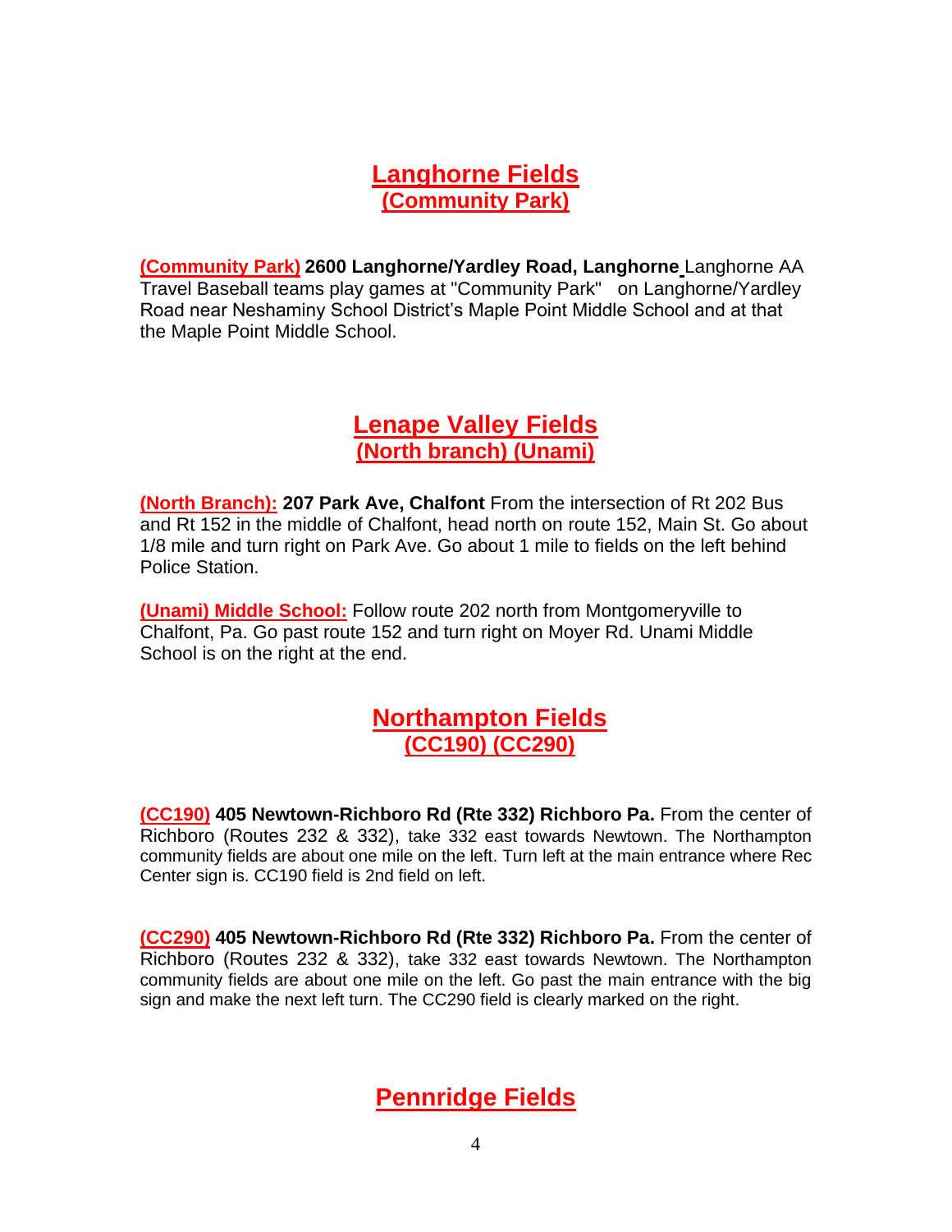## Langhorne Fields
### (Community Park)

**(Community Park) 2600 Langhorne/Yardley Road, Langhorne** Langhorne AA Travel Baseball teams play games at "Community Park"  on Langhorne/Yardley Road near Neshaminy School District's Maple Point Middle School and at that the Maple Point Middle School.

## Lenape Valley Fields
### (North branch) (Unami)

**(North Branch): 207 Park Ave, Chalfont** From the intersection of Rt 202 Bus and Rt 152 in the middle of Chalfont, head north on route 152, Main St. Go about 1/8 mile and turn right on Park Ave. Go about 1 mile to fields on the left behind Police Station.

**(Unami) Middle School:** Follow route 202 north from Montgomeryville to Chalfont, Pa. Go past route 152 and turn right on Moyer Rd. Unami Middle School is on the right at the end.

## Northampton Fields
### (CC190) (CC290)

**(CC190) 405 Newtown-Richboro Rd (Rte 332) Richboro Pa.** From the center of Richboro (Routes 232 & 332), take 332 east towards Newtown. The Northampton community fields are about one mile on the left. Turn left at the main entrance where Rec Center sign is. CC190 field is 2nd field on left.

**(CC290) 405 Newtown-Richboro Rd (Rte 332) Richboro Pa.** From the center of Richboro (Routes 232 & 332), take 332 east towards Newtown. The Northampton community fields are about one mile on the left. Go past the main entrance with the big sign and make the next left turn. The CC290 field is clearly marked on the right.

## Pennridge Fields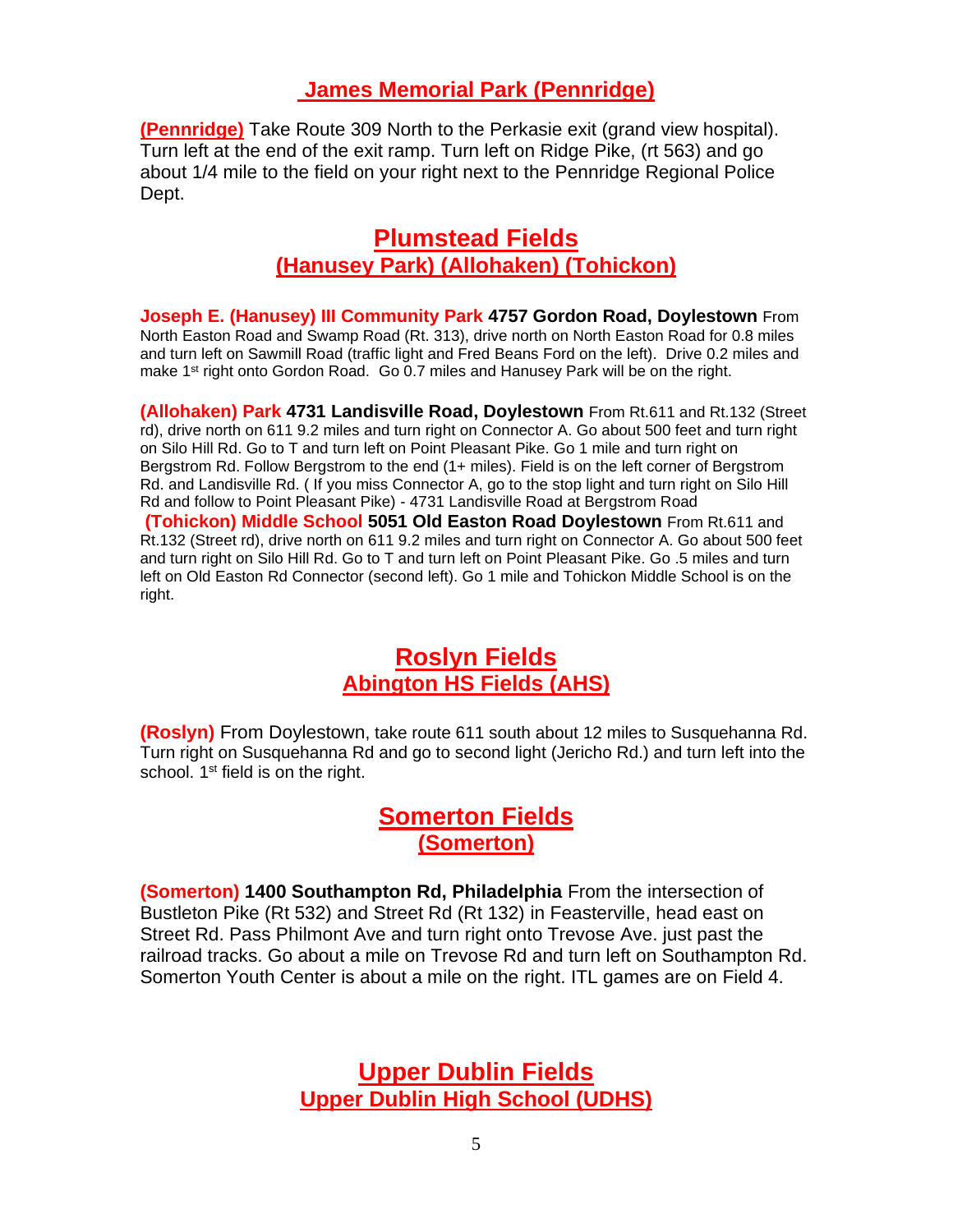## James Memorial Park (Pennridge)

**(Pennridge)** Take Route 309 North to the Perkasie exit (grand view hospital). Turn left at the end of the exit ramp. Turn left on Ridge Pike, (rt 563) and go about 1/4 mile to the field on your right next to the Pennridge Regional Police Dept.

## Plumstead Fields
### (Hanusey Park) (Allohaken) (Tohickon)

**Joseph E. (Hanusey) III Community Park 4757 Gordon Road, Doylestown** From North Easton Road and Swamp Road (Rt. 313), drive north on North Easton Road for 0.8 miles and turn left on Sawmill Road (traffic light and Fred Beans Ford on the left). Drive 0.2 miles and make 1st right onto Gordon Road. Go 0.7 miles and Hanusey Park will be on the right.

**(Allohaken) Park 4731 Landisville Road, Doylestown** From Rt.611 and Rt.132 (Street rd), drive north on 611 9.2 miles and turn right on Connector A. Go about 500 feet and turn right on Silo Hill Rd. Go to T and turn left on Point Pleasant Pike. Go 1 mile and turn right on Bergstrom Rd. Follow Bergstrom to the end (1+ miles). Field is on the left corner of Bergstrom Rd. and Landisville Rd. ( If you miss Connector A, go to the stop light and turn right on Silo Hill Rd and follow to Point Pleasant Pike) - 4731 Landisville Road at Bergstrom Road

**(Tohickon) Middle School 5051 Old Easton Road Doylestown** From Rt.611 and Rt.132 (Street rd), drive north on 611 9.2 miles and turn right on Connector A. Go about 500 feet and turn right on Silo Hill Rd. Go to T and turn left on Point Pleasant Pike. Go .5 miles and turn left on Old Easton Rd Connector (second left). Go 1 mile and Tohickon Middle School is on the right.

## Roslyn Fields
### Abington HS Fields (AHS)

**(Roslyn)** From Doylestown, take route 611 south about 12 miles to Susquehanna Rd. Turn right on Susquehanna Rd and go to second light (Jericho Rd.) and turn left into the school. 1st field is on the right.

## Somerton Fields
### (Somerton)

**(Somerton) 1400 Southampton Rd, Philadelphia** From the intersection of Bustleton Pike (Rt 532) and Street Rd (Rt 132) in Feasterville, head east on Street Rd. Pass Philmont Ave and turn right onto Trevose Ave. just past the railroad tracks. Go about a mile on Trevose Rd and turn left on Southampton Rd. Somerton Youth Center is about a mile on the right. ITL games are on Field 4.

## Upper Dublin Fields
### Upper Dublin High School (UDHS)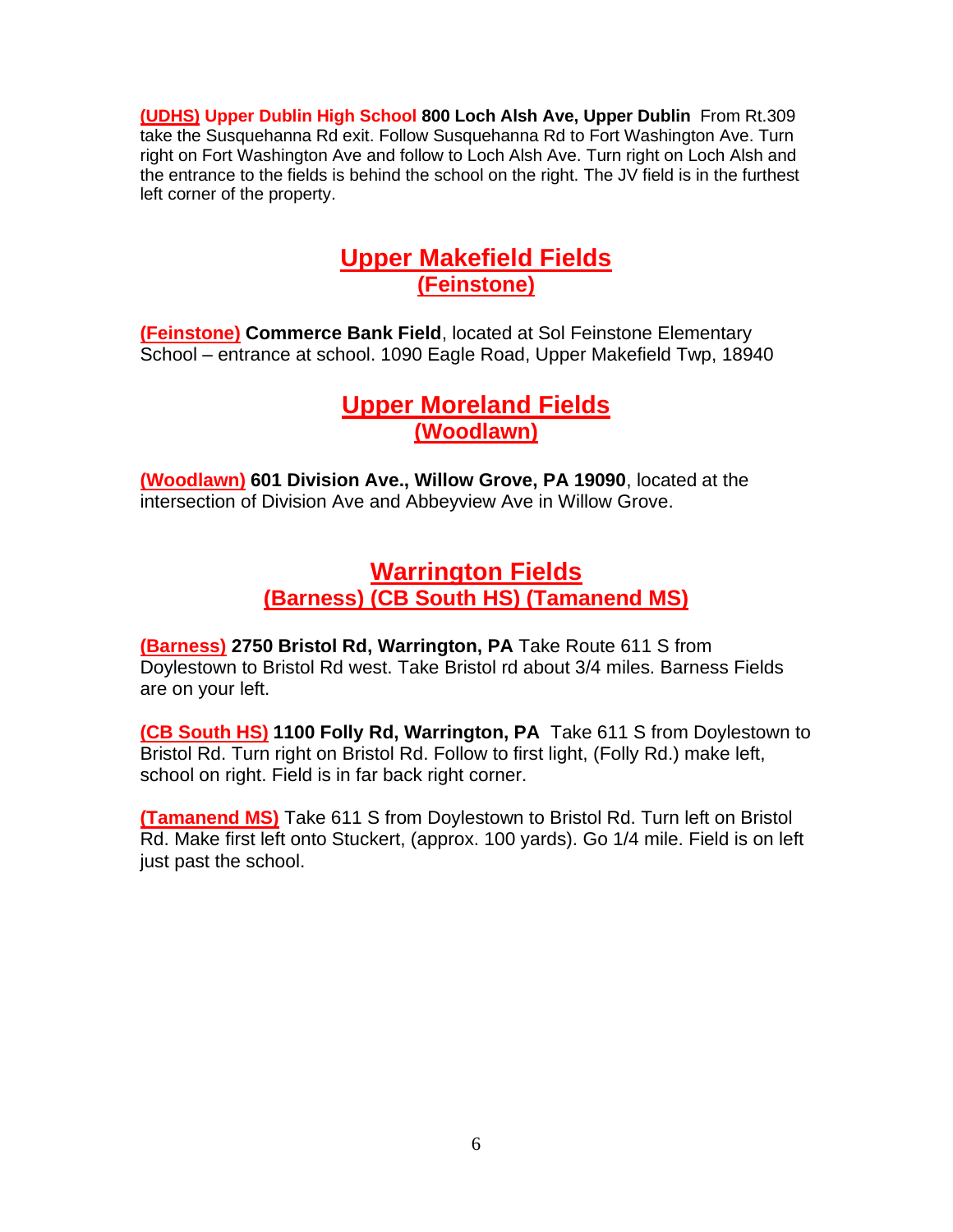**(UDHS) Upper Dublin High School 800 Loch Alsh Ave, Upper Dublin** From Rt.309 take the Susquehanna Rd exit. Follow Susquehanna Rd to Fort Washington Ave. Turn right on Fort Washington Ave and follow to Loch Alsh Ave. Turn right on Loch Alsh and the entrance to the fields is behind the school on the right. The JV field is in the furthest left corner of the property.

## Upper Makefield Fields
### (Feinstone)

**(Feinstone) Commerce Bank Field**, located at Sol Feinstone Elementary School – entrance at school. 1090 Eagle Road, Upper Makefield Twp, 18940

## Upper Moreland Fields
### (Woodlawn)

**(Woodlawn) 601 Division Ave., Willow Grove, PA 19090**, located at the intersection of Division Ave and Abbeyview Ave in Willow Grove.

## Warrington Fields
### (Barness) (CB South HS) (Tamanend MS)

**(Barness) 2750 Bristol Rd, Warrington, PA** Take Route 611 S from Doylestown to Bristol Rd west. Take Bristol rd about 3/4 miles. Barness Fields are on your left.

**(CB South HS) 1100 Folly Rd, Warrington, PA** Take 611 S from Doylestown to Bristol Rd. Turn right on Bristol Rd. Follow to first light, (Folly Rd.) make left, school on right. Field is in far back right corner.

**(Tamanend MS)** Take 611 S from Doylestown to Bristol Rd. Turn left on Bristol Rd. Make first left onto Stuckert, (approx. 100 yards). Go 1/4 mile. Field is on left just past the school.